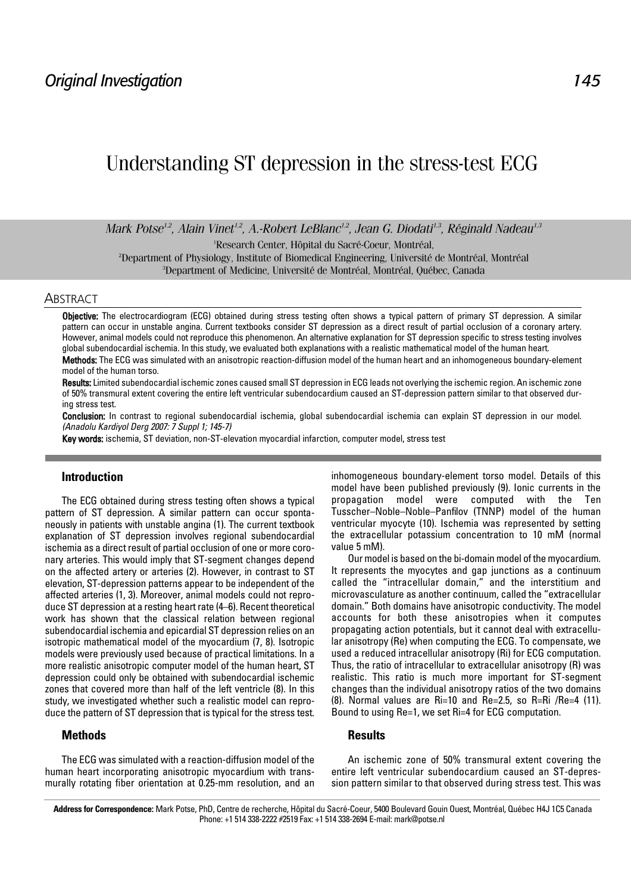*Original Investigation*

# Understanding ST depression in the stress-test ECG

*Mark Potse[1,2], Alain Vinet[1,2], A.-Robert LeBlanc[1,2], Jean G. Diodati[1,3], Réginald Nadeau[1,3]*

[1]Research Center, Hôpital du Sacré-Coeur, Montréal,
[2]Department of Physiology, Institute of Biomedical Engineering, Université de Montréal, Montréal
[3]Department of Medicine, Université de Montréal, Montréal, Québec, Canada

## Abstract

**Objective:** The electrocardiogram (ECG) obtained during stress testing often shows a typical pattern of primary ST depression. A similar pattern can occur in unstable angina. Current textbooks consider ST depression as a direct result of partial occlusion of a coronary artery. However, animal models could not reproduce this phenomenon. An alternative explanation for ST depression specific to stress testing involves global subendocardial ischemia. In this study, we evaluated both explanations with a realistic mathematical model of the human heart.

**Methods:** The ECG was simulated with an anisotropic reaction-diffusion model of the human heart and an inhomogeneous boundary-element model of the human torso.

**Results:** Limited subendocardial ischemic zones caused small ST depression in ECG leads not overlying the ischemic region. An ischemic zone of 50% transmural extent covering the entire left ventricular subendocardium caused an ST-depression pattern similar to that observed during stress test.

**Conclusion:** In contrast to regional subendocardial ischemia, global subendocardial ischemia can explain ST depression in our model. *(Anadolu Kardiyol Derg 2007: 7 Suppl 1; 145-7)*

**Key words:** ischemia, ST deviation, non-ST-elevation myocardial infarction, computer model, stress test

## Introduction

The ECG obtained during stress testing often shows a typical pattern of ST depression. A similar pattern can occur spontaneously in patients with unstable angina (1). The current textbook explanation of ST depression involves regional subendocardial ischemia as a direct result of partial occlusion of one or more coronary arteries. This would imply that ST-segment changes depend on the affected artery or arteries (2). However, in contrast to ST elevation, ST-depression patterns appear to be independent of the affected arteries (1, 3). Moreover, animal models could not reproduce ST depression at a resting heart rate (4–6). Recent theoretical work has shown that the classical relation between regional subendocardial ischemia and epicardial ST depression relies on an isotropic mathematical model of the myocardium (7, 8). Isotropic models were previously used because of practical limitations. In a more realistic anisotropic computer model of the human heart, ST depression could only be obtained with subendocardial ischemic zones that covered more than half of the left ventricle (8). In this study, we investigated whether such a realistic model can reproduce the pattern of ST depression that is typical for the stress test.

## Methods

The ECG was simulated with a reaction-diffusion model of the human heart incorporating anisotropic myocardium with transmurally rotating fiber orientation at 0.25-mm resolution, and an inhomogeneous boundary-element torso model. Details of this model have been published previously (9). Ionic currents in the propagation model were computed with the Ten Tusscher–Noble–Noble–Panfilov (TNNP) model of the human ventricular myocyte (10). Ischemia was represented by setting the extracellular potassium concentration to 10 mM (normal value 5 mM).

Our model is based on the bi-domain model of the myocardium. It represents the myocytes and gap junctions as a continuum called the "intracellular domain," and the interstitium and microvasculature as another continuum, called the "extracellular domain." Both domains have anisotropic conductivity. The model accounts for both these anisotropies when it computes propagating action potentials, but it cannot deal with extracellular anisotropy (Re) when computing the ECG. To compensate, we used a reduced intracellular anisotropy (Ri) for ECG computation. Thus, the ratio of intracellular to extracellular anisotropy (R) was realistic. This ratio is much more important for ST-segment changes than the individual anisotropy ratios of the two domains (8). Normal values are Ri=10 and Re=2.5, so R=Ri /Re=4 (11). Bound to using Re=1, we set Ri=4 for ECG computation.

## Results

An ischemic zone of 50% transmural extent covering the entire left ventricular subendocardium caused an ST-depression pattern similar to that observed during stress test. This was

**Address for Correspondence:** Mark Potse, PhD, Centre de recherche, Hôpital du Sacré-Coeur, 5400 Boulevard Gouin Ouest, Montréal, Québec H4J 1C5 Canada Phone: +1 514 338-2222 #2519 Fax: +1 514 338-2694 E-mail: mark@potse.nl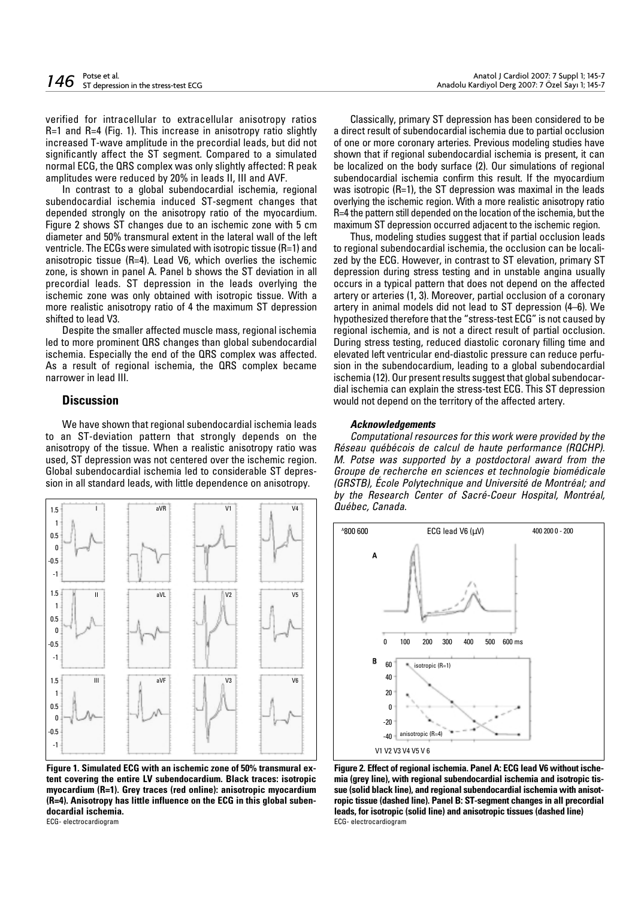verified for intracellular to extracellular anisotropy ratios R=1 and R=4 (Fig. 1). This increase in anisotropy ratio slightly increased T-wave amplitude in the precordial leads, but did not significantly affect the ST segment. Compared to a simulated normal ECG, the QRS complex was only slightly affected: R peak amplitudes were reduced by 20% in leads II, III and AVF.

In contrast to a global subendocardial ischemia, regional subendocardial ischemia induced ST-segment changes that depended strongly on the anisotropy ratio of the myocardium. Figure 2 shows ST changes due to an ischemic zone with 5 cm diameter and 50% transmural extent in the lateral wall of the left ventricle. The ECGs were simulated with isotropic tissue (R=1) and anisotropic tissue (R=4). Lead V6, which overlies the ischemic zone, is shown in panel A. Panel b shows the ST deviation in all precordial leads. ST depression in the leads overlying the ischemic zone was only obtained with isotropic tissue. With a more realistic anisotropy ratio of 4 the maximum ST depression shifted to lead V3.

Despite the smaller affected muscle mass, regional ischemia led to more prominent QRS changes than global subendocardial ischemia. Especially the end of the QRS complex was affected. As a result of regional ischemia, the QRS complex became narrower in lead III.

## Discussion

We have shown that regional subendocardial ischemia leads to an ST-deviation pattern that strongly depends on the anisotropy of the tissue. When a realistic anisotropy ratio was used, ST depression was not centered over the ischemic region. Global subendocardial ischemia led to considerable ST depression in all standard leads, with little dependence on anisotropy.

**Figure 1. Simulated ECG with an ischemic zone of 50% transmural extent covering the entire LV subendocardium. Black traces: isotropic myocardium (R=1). Grey traces (red online): anisotropic myocardium (R=4). Anisotropy has little influence on the ECG in this global subendocardial ischemia.**
ECG- electrocardiogram

Classically, primary ST depression has been considered to be a direct result of subendocardial ischemia due to partial occlusion of one or more coronary arteries. Previous modeling studies have shown that if regional subendocardial ischemia is present, it can be localized on the body surface (2). Our simulations of regional subendocardial ischemia confirm this result. If the myocardium was isotropic (R=1), the ST depression was maximal in the leads overlying the ischemic region. With a more realistic anisotropy ratio R=4 the pattern still depended on the location of the ischemia, but the maximum ST depression occurred adjacent to the ischemic region.

Thus, modeling studies suggest that if partial occlusion leads to regional subendocardial ischemia, the occlusion can be localized by the ECG. However, in contrast to ST elevation, primary ST depression during stress testing and in unstable angina usually occurs in a typical pattern that does not depend on the affected artery or arteries (1, 3). Moreover, partial occlusion of a coronary artery in animal models did not lead to ST depression (4–6). We hypothesized therefore that the "stress-test ECG" is not caused by regional ischemia, and is not a direct result of partial occlusion. During stress testing, reduced diastolic coronary filling time and elevated left ventricular end-diastolic pressure can reduce perfusion in the subendocardium, leading to a global subendocardial ischemia (12). Our present results suggest that global subendocardial ischemia can explain the stress-test ECG. This ST depression would not depend on the territory of the affected artery.

### *Acknowledgements*

*Computational resources for this work were provided by the Réseau québécois de calcul de haute performance (RQCHP). M. Potse was supported by a postdoctoral award from the Groupe de recherche en sciences et technologie biomédicale (GRSTB), École Polytechnique and Université de Montréal; and by the Research Center of Sacré-Coeur Hospital, Montréal, Québec, Canada.*

**Figure 2. Effect of regional ischemia. Panel A: ECG lead V6 without ischemia (grey line), with regional subendocardial ischemia and isotropic tissue (solid black line), and regional subendocardial ischemia with anisotropic tissue (dashed line). Panel B: ST-segment changes in all precordial leads, for isotropic (solid line) and anisotropic tissues (dashed line)**
ECG- electrocardiogram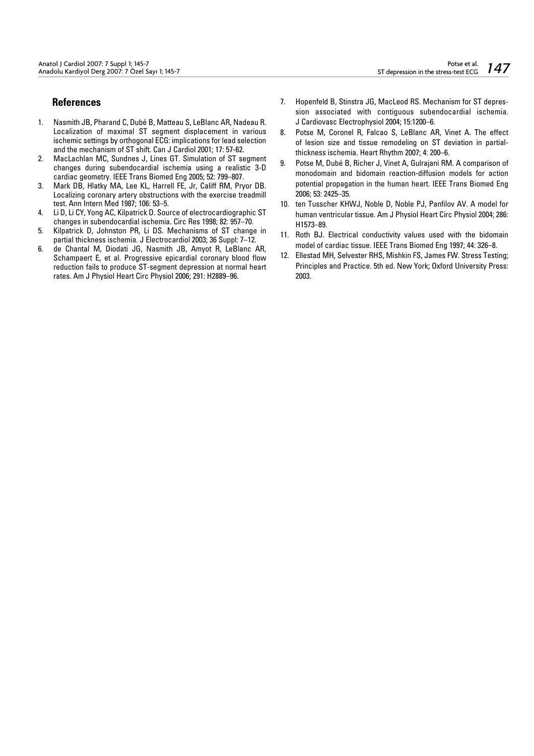## References

1. Nasmith JB, Pharand C, Dubé B, Matteau S, LeBlanc AR, Nadeau R. Localization of maximal ST segment displacement in various ischemic settings by orthogonal ECG: implications for lead selection and the mechanism of ST shift. Can J Cardiol 2001; 17: 57-62.
2. MacLachlan MC, Sundnes J, Lines GT. Simulation of ST segment changes during subendocardial ischemia using a realistic 3-D cardiac geometry. IEEE Trans Biomed Eng 2005; 52: 799–807.
3. Mark DB, Hlatky MA, Lee KL, Harrell FE, Jr, Califf RM, Pryor DB. Localizing coronary artery obstructions with the exercise treadmill test. Ann Intern Med 1987; 106: 53–5.
4. Li D, Li CY, Yong AC, Kilpatrick D. Source of electrocardiographic ST changes in subendocardial ischemia. Circ Res 1998; 82: 957–70.
5. Kilpatrick D, Johnston PR, Li DS. Mechanisms of ST change in partial thickness ischemia. J Electrocardiol 2003; 36 Suppl: 7–12.
6. de Chantal M, Diodati JG, Nasmith JB, Amyot R, LeBlanc AR, Schampaert E, et al. Progressive epicardial coronary blood flow reduction fails to produce ST-segment depression at normal heart rates. Am J Physiol Heart Circ Physiol 2006; 291: H2889–96.
7. Hopenfeld B, Stinstra JG, MacLeod RS. Mechanism for ST depression associated with contiguous subendocardial ischemia. J Cardiovasc Electrophysiol 2004; 15:1200–6.
8. Potse M, Coronel R, Falcao S, LeBlanc AR, Vinet A. The effect of lesion size and tissue remodeling on ST deviation in partial-thickness ischemia. Heart Rhythm 2007; 4: 200–6.
9. Potse M, Dubé B, Richer J, Vinet A, Gulrajani RM. A comparison of monodomain and bidomain reaction-diffusion models for action potential propagation in the human heart. IEEE Trans Biomed Eng 2006; 53: 2425–35.
10. ten Tusscher KHWJ, Noble D, Noble PJ, Panfilov AV. A model for human ventricular tissue. Am J Physiol Heart Circ Physiol 2004; 286: H1573–89.
11. Roth BJ. Electrical conductivity values used with the bidomain model of cardiac tissue. IEEE Trans Biomed Eng 1997; 44: 326–8.
12. Ellestad MH, Selvester RHS, Mishkin FS, James FW. Stress Testing; Principles and Practice. 5th ed. New York; Oxford University Press: 2003.